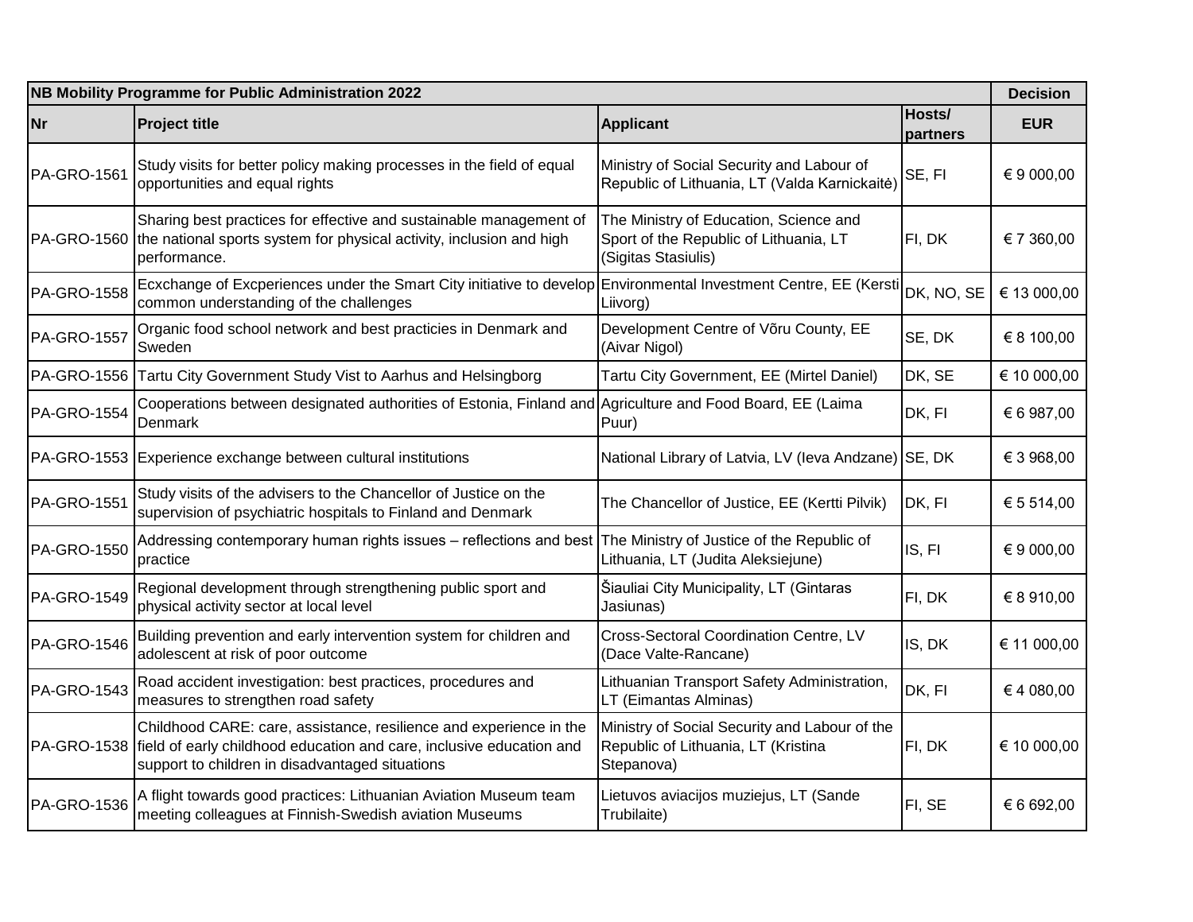| NB Mobility Programme for Public Administration 2022 | | | | Decision |
|---|---|---|---|---|
| Nr | Project title | Applicant | Hosts/ partners | EUR |
| PA-GRO-1561 | Study visits for better policy making processes in the field of equal opportunities and equal rights | Ministry of Social Security and Labour of Republic of Lithuania, LT (Valda Karnickaitė) | SE, FI | € 9 000,00 |
| PA-GRO-1560 | Sharing best practices for effective and sustainable management of the national sports system for physical activity, inclusion and high performance. | The Ministry of Education, Science and Sport of the Republic of Lithuania, LT (Sigitas Stasiulis) | FI, DK | € 7 360,00 |
| PA-GRO-1558 | Ecxchange of Excperiences under the Smart City initiative to develop common understanding of the challenges | Environmental Investment Centre, EE (Kersti Liivorg) | DK, NO, SE | € 13 000,00 |
| PA-GRO-1557 | Organic food school network and best practicies in Denmark and Sweden | Development Centre of Võru County, EE (Aivar Nigol) | SE, DK | € 8 100,00 |
| PA-GRO-1556 | Tartu City Government Study Vist to Aarhus and Helsingborg | Tartu City Government, EE (Mirtel Daniel) | DK, SE | € 10 000,00 |
| PA-GRO-1554 | Cooperations between designated authorities of Estonia, Finland and Denmark | Agriculture and Food Board, EE (Laima Puur) | DK, FI | € 6 987,00 |
| PA-GRO-1553 | Experience exchange between cultural institutions | National Library of Latvia, LV (Ieva Andzane) | SE, DK | € 3 968,00 |
| PA-GRO-1551 | Study visits of the advisers to the Chancellor of Justice on the supervision of psychiatric hospitals to Finland and Denmark | The Chancellor of Justice, EE (Kertti Pilvik) | DK, FI | € 5 514,00 |
| PA-GRO-1550 | Addressing contemporary human rights issues – reflections and best practice | The Ministry of Justice of the Republic of Lithuania, LT (Judita Aleksiejune) | IS, FI | € 9 000,00 |
| PA-GRO-1549 | Regional development through strengthening public sport and physical activity sector at local level | Šiauliai City Municipality, LT (Gintaras Jasiunas) | FI, DK | € 8 910,00 |
| PA-GRO-1546 | Building prevention and early intervention system for children and adolescent at risk of poor outcome | Cross-Sectoral Coordination Centre, LV (Dace Valte-Rancane) | IS, DK | € 11 000,00 |
| PA-GRO-1543 | Road accident investigation: best practices, procedures and measures to strengthen road safety | Lithuanian Transport Safety Administration, LT (Eimantas Alminas) | DK, FI | € 4 080,00 |
| PA-GRO-1538 | Childhood CARE: care, assistance, resilience and experience in the field of early childhood education and care, inclusive education and support to children in disadvantaged situations | Ministry of Social Security and Labour of the Republic of Lithuania, LT (Kristina Stepanova) | FI, DK | € 10 000,00 |
| PA-GRO-1536 | A flight towards good practices: Lithuanian Aviation Museum team meeting colleagues at Finnish-Swedish aviation Museums | Lietuvos aviacijos muziejus, LT (Sande Trubilaite) | FI, SE | € 6 692,00 |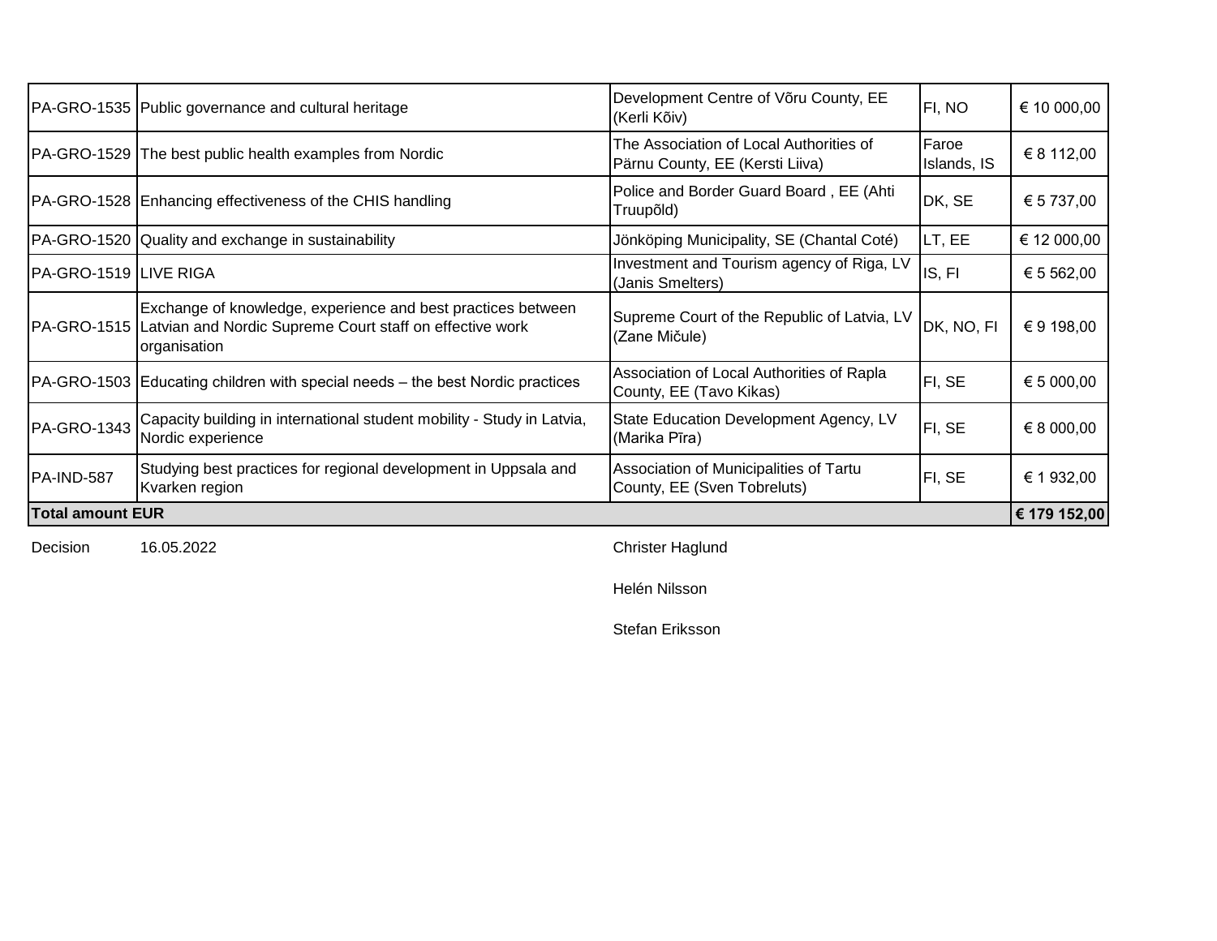| | | | | |
|---|---|---|---|---|
| PA-GRO-1535 | Public governance and cultural heritage | Development Centre of Võru County, EE (Kerli Kõiv) | FI, NO | € 10 000,00 |
| PA-GRO-1529 | The best public health examples from Nordic | The Association of Local Authorities of Pärnu County, EE (Kersti Liiva) | Faroe Islands, IS | € 8 112,00 |
| PA-GRO-1528 | Enhancing effectiveness of the CHIS handling | Police and Border Guard Board , EE (Ahti Truupõld) | DK, SE | € 5 737,00 |
| PA-GRO-1520 | Quality and exchange in sustainability | Jönköping Municipality, SE (Chantal Coté) | LT, EE | € 12 000,00 |
| PA-GRO-1519 | LIVE RIGA | Investment and Tourism agency of Riga, LV (Janis Smelters) | IS, FI | € 5 562,00 |
| PA-GRO-1515 | Exchange of knowledge, experience and best practices between Latvian and Nordic Supreme Court staff on effective work organisation | Supreme Court of the Republic of Latvia, LV (Zane Mičule) | DK, NO, FI | € 9 198,00 |
| PA-GRO-1503 | Educating children with special needs – the best Nordic practices | Association of Local Authorities of Rapla County, EE (Tavo Kikas) | FI, SE | € 5 000,00 |
| PA-GRO-1343 | Capacity building in international student mobility - Study in Latvia, Nordic experience | State Education Development Agency, LV (Marika Pīra) | FI, SE | € 8 000,00 |
| PA-IND-587 | Studying best practices for regional development in Uppsala and Kvarken region | Association of Municipalities of Tartu County, EE (Sven Tobreluts) | FI, SE | € 1 932,00 |
| **Total amount EUR** | | | | **€ 179 152,00** |

Decision 16.05.2022

Christer Haglund

Helén Nilsson

Stefan Eriksson